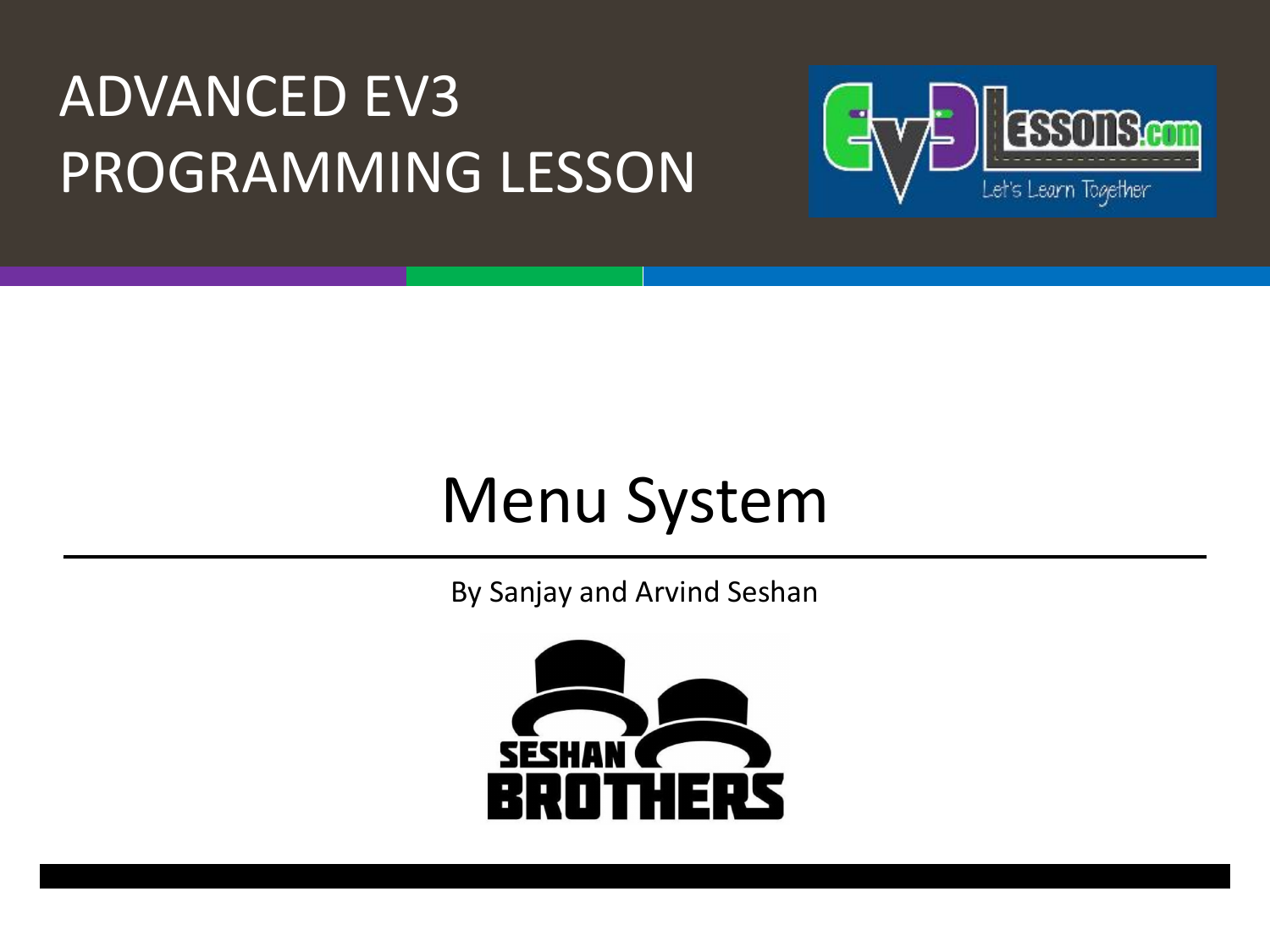# ADVANCED EV3 PROGRAMMING LESSON

## Menu System

By Sanjay and Arvind Seshan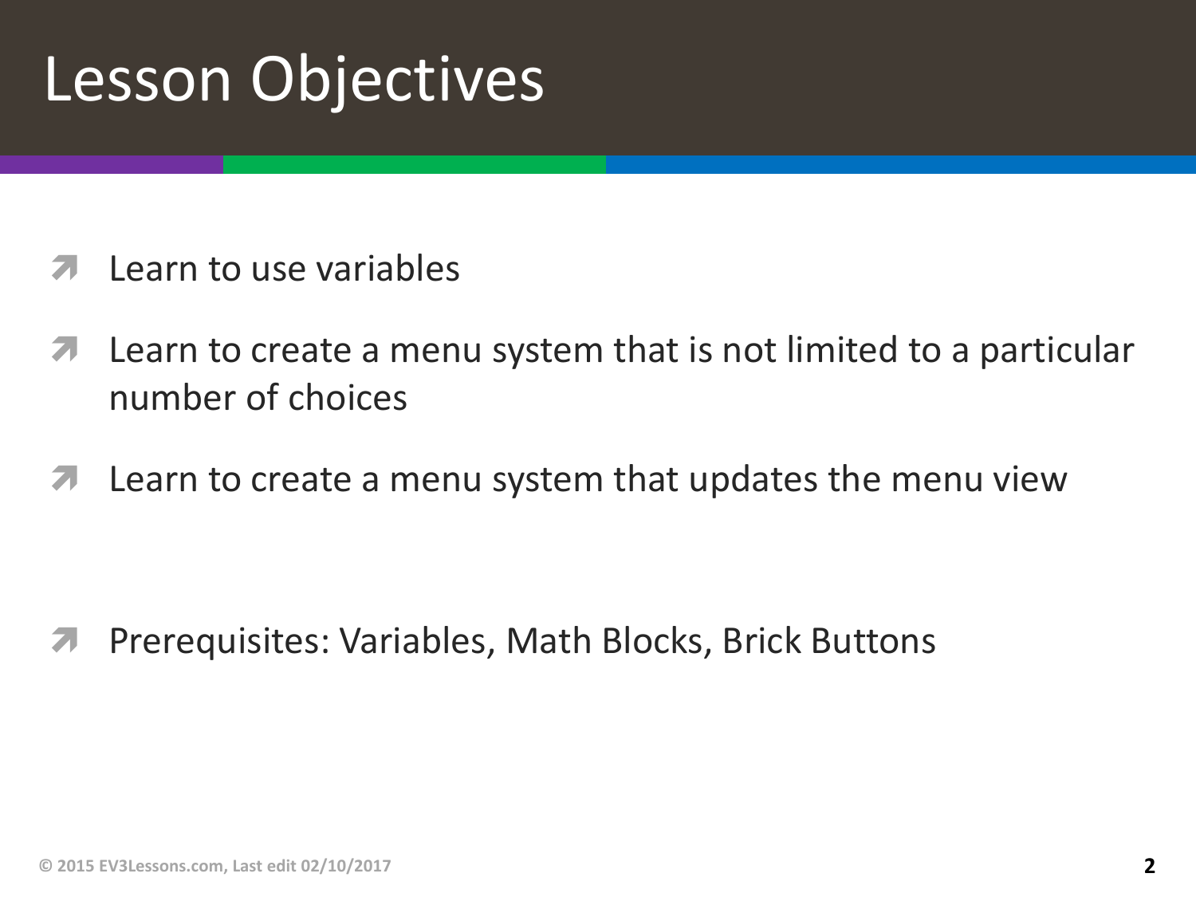# Lesson Objectives

- Learn to use variables
- Learn to create a menu system that is not limited to a particular number of choices
- Learn to create a menu system that updates the menu view

- Prerequisites: Variables, Math Blocks, Brick Buttons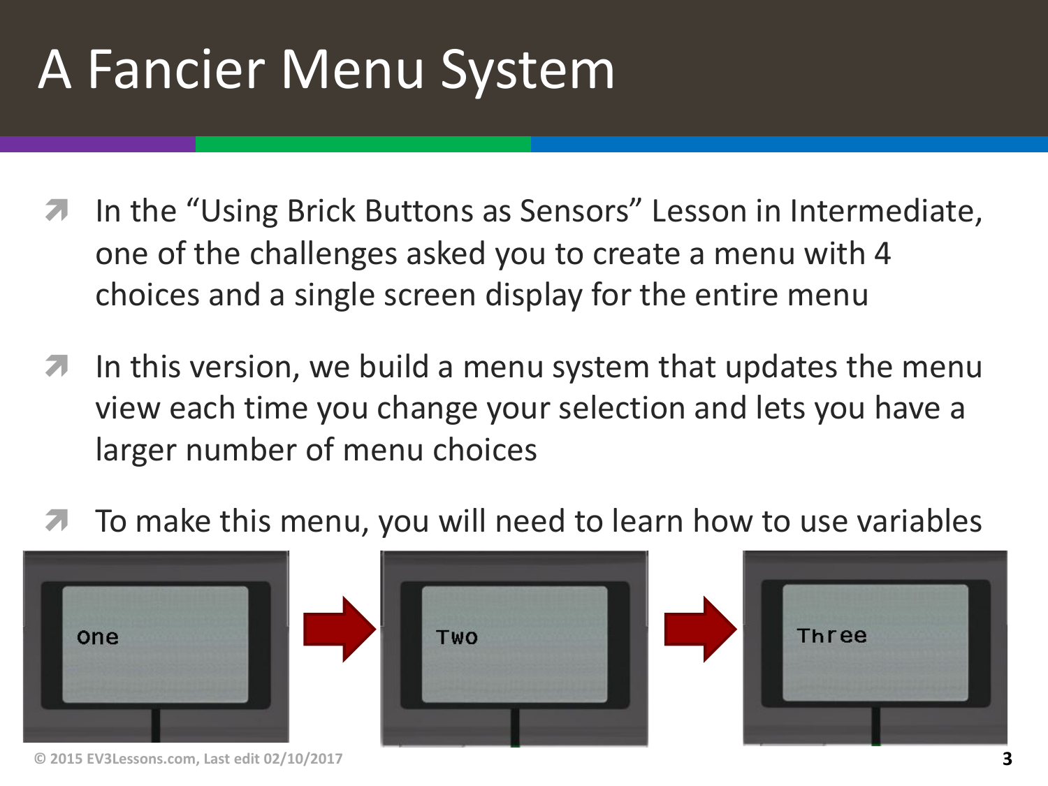# A Fancier Menu System

- In the "Using Brick Buttons as Sensors" Lesson in Intermediate, one of the challenges asked you to create a menu with 4 choices and a single screen display for the entire menu
- In this version, we build a menu system that updates the menu view each time you change your selection and lets you have a larger number of menu choices
- To make this menu, you will need to learn how to use variables

One → Two → Three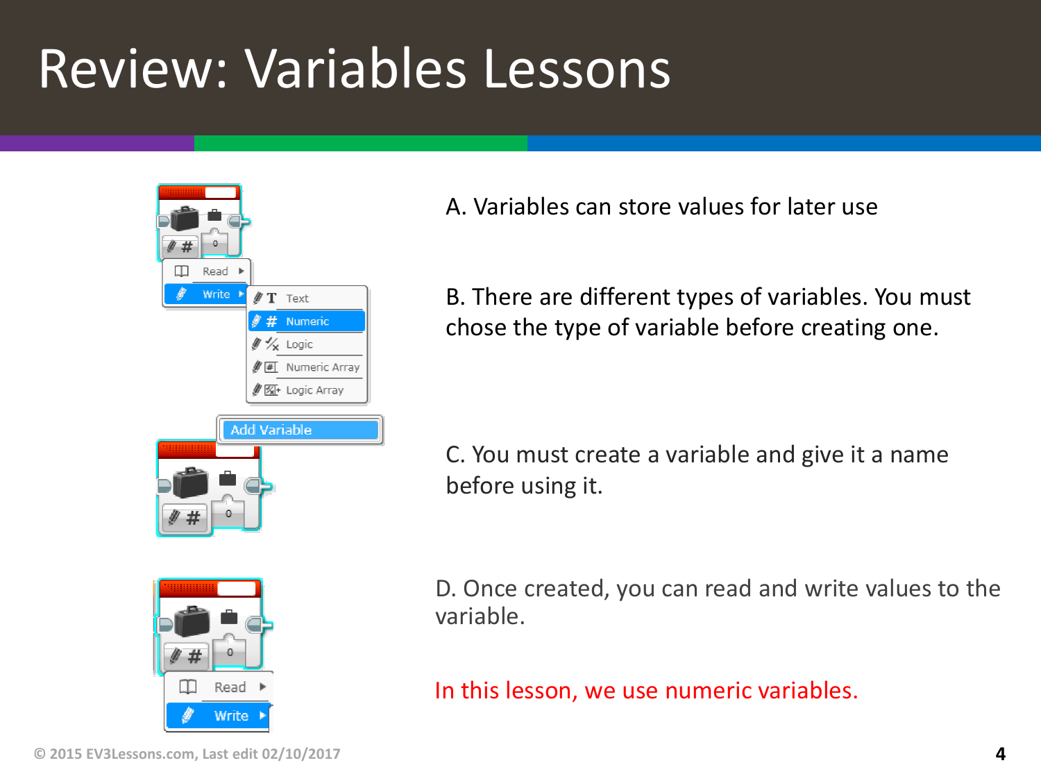# Review: Variables Lessons

A. Variables can store values for later use

B. There are different types of variables. You must chose the type of variable before creating one.

C. You must create a variable and give it a name before using it.

D. Once created, you can read and write values to the variable.

In this lesson, we use numeric variables.

© 2015 EV3Lessons.com, Last edit 02/10/2017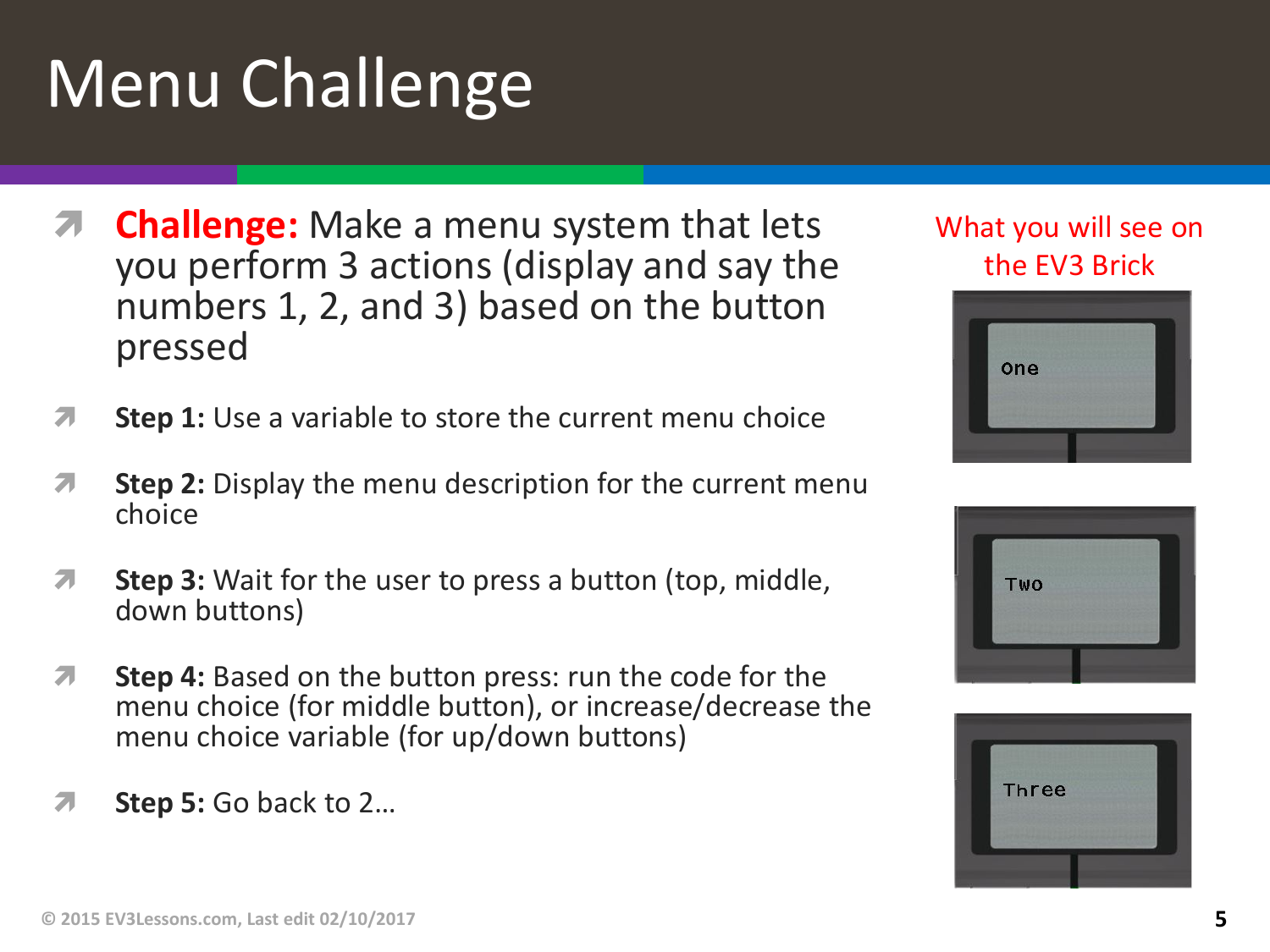# Menu Challenge

- **Challenge:** Make a menu system that lets you perform 3 actions (display and say the numbers 1, 2, and 3) based on the button pressed
- **Step 1:** Use a variable to store the current menu choice
- **Step 2:** Display the menu description for the current menu choice
- **Step 3:** Wait for the user to press a button (top, middle, down buttons)
- **Step 4:** Based on the button press: run the code for the menu choice (for middle button), or increase/decrease the menu choice variable (for up/down buttons)
- **Step 5:** Go back to 2…

What you will see on the EV3 Brick

One

Two

Three

© 2015 EV3Lessons.com, Last edit 02/10/2017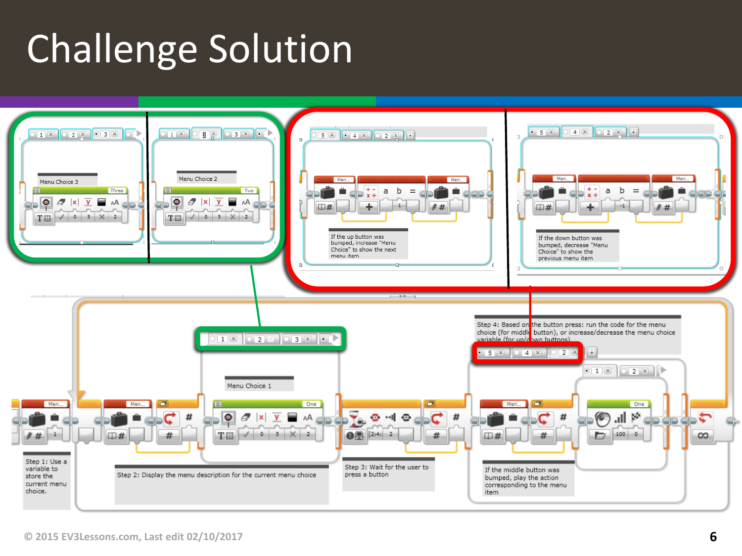# Challenge Solution

Menu Choice 3

Menu Choice 2

If the up button was bumped, increase "Menu Choice" to show the next menu item

If the down button was bumped, decrease "Menu Choice" to show the previous menu item

Step 4: Based on the button press: run the code for the menu choice (for middle button), or increase/decrease the menu choice variable (for up/down buttons)

Menu Choice 1

Step 1: Use a variable to store the current menu choice.

Step 2: Display the menu description for the current menu choice

Step 3: Wait for the user to press a button

If the middle button was bumped, play the action corresponding to the menu item

© 2015 EV3Lessons.com, Last edit 02/10/2017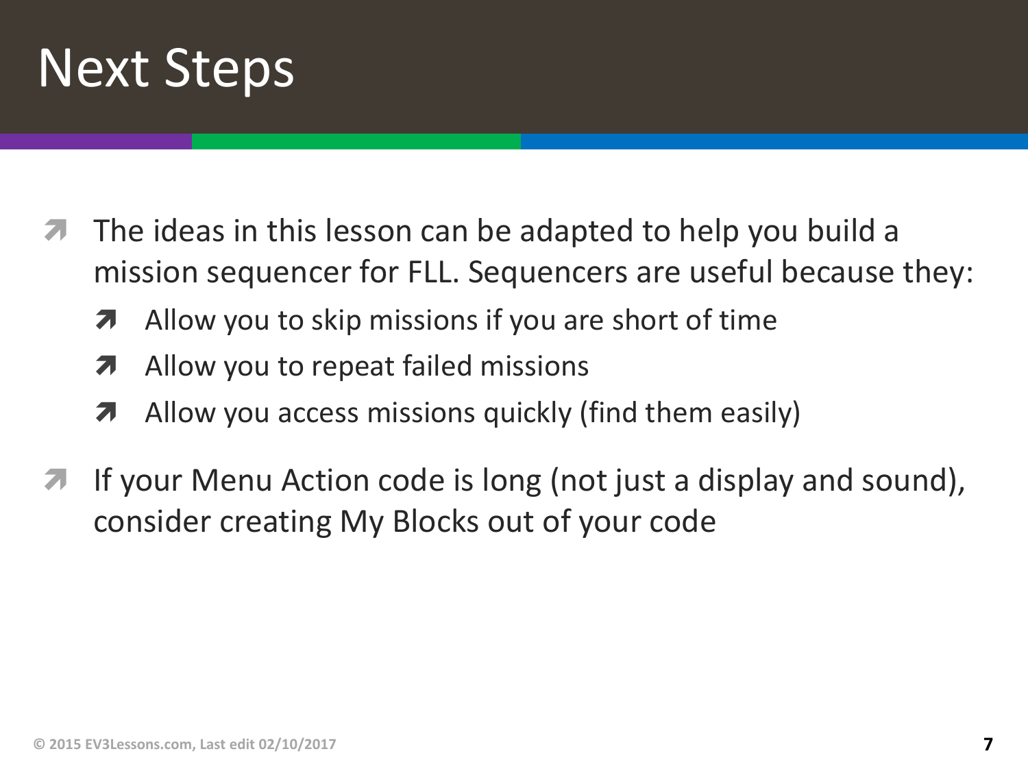# Next Steps

- The ideas in this lesson can be adapted to help you build a mission sequencer for FLL. Sequencers are useful because they:
  - Allow you to skip missions if you are short of time
  - Allow you to repeat failed missions
  - Allow you access missions quickly (find them easily)
- If your Menu Action code is long (not just a display and sound), consider creating My Blocks out of your code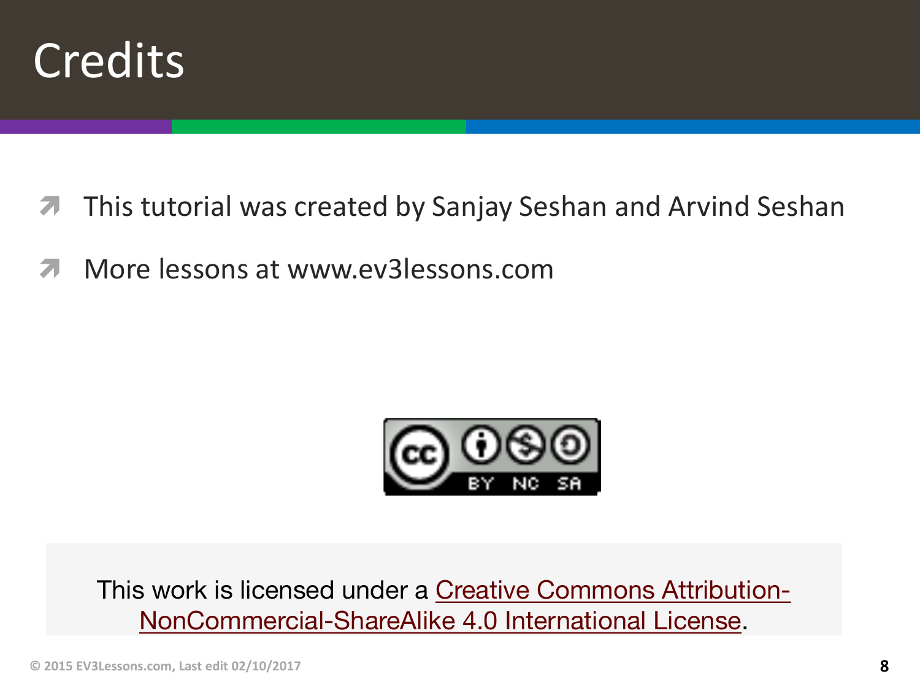# Credits

- This tutorial was created by Sanjay Seshan and Arvind Seshan
- More lessons at www.ev3lessons.com

This work is licensed under a Creative Commons Attribution-NonCommercial-ShareAlike 4.0 International License.